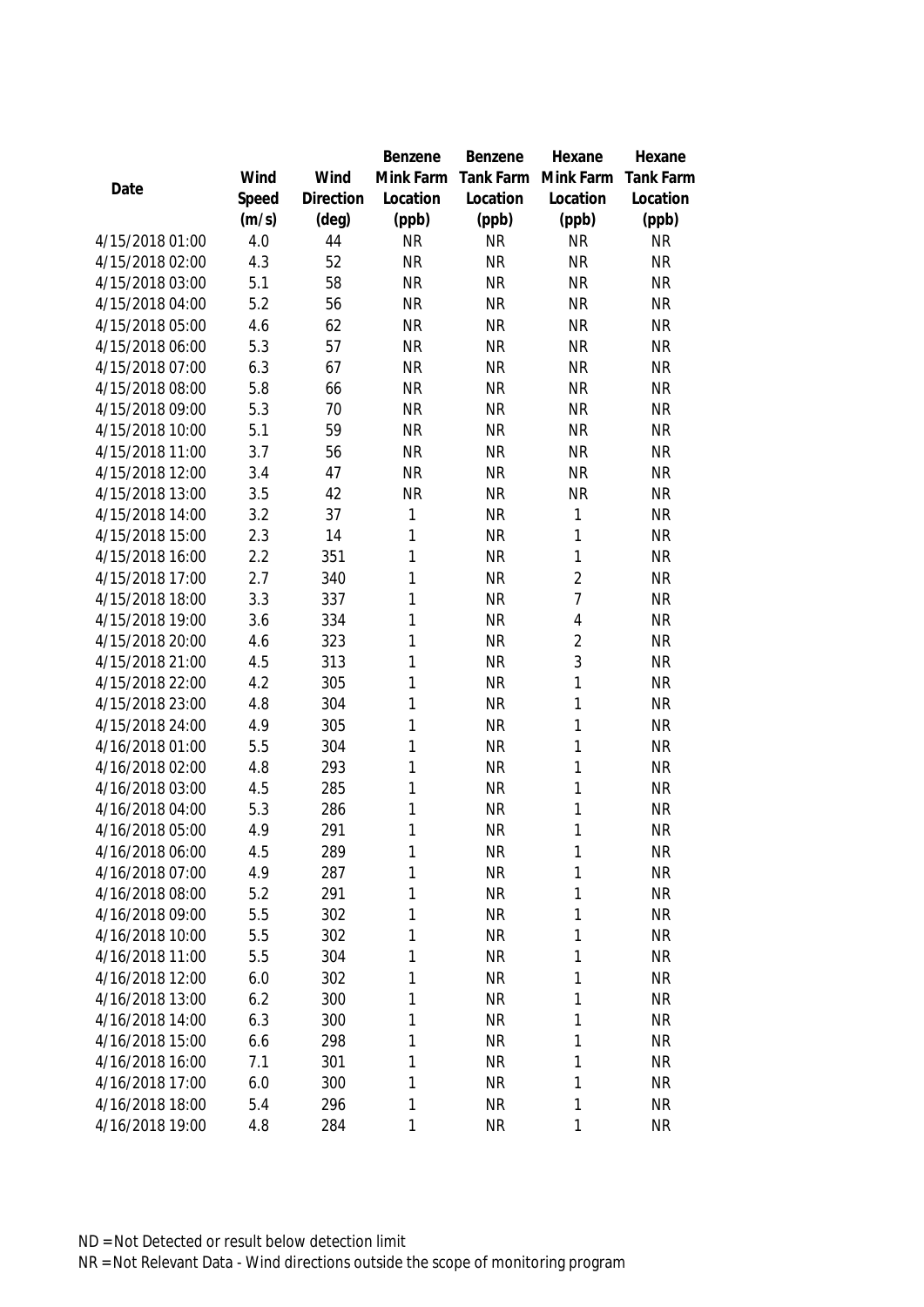| Date | Wind Speed (m/s) | Wind Direction (deg) | Benzene Mink Farm Location (ppb) | Benzene Tank Farm Location (ppb) | Hexane Mink Farm Location (ppb) | Hexane Tank Farm Location (ppb) |
|---|---|---|---|---|---|---|
| 4/15/2018 01:00 | 4.0 | 44 | NR | NR | NR | NR |
| 4/15/2018 02:00 | 4.3 | 52 | NR | NR | NR | NR |
| 4/15/2018 03:00 | 5.1 | 58 | NR | NR | NR | NR |
| 4/15/2018 04:00 | 5.2 | 56 | NR | NR | NR | NR |
| 4/15/2018 05:00 | 4.6 | 62 | NR | NR | NR | NR |
| 4/15/2018 06:00 | 5.3 | 57 | NR | NR | NR | NR |
| 4/15/2018 07:00 | 6.3 | 67 | NR | NR | NR | NR |
| 4/15/2018 08:00 | 5.8 | 66 | NR | NR | NR | NR |
| 4/15/2018 09:00 | 5.3 | 70 | NR | NR | NR | NR |
| 4/15/2018 10:00 | 5.1 | 59 | NR | NR | NR | NR |
| 4/15/2018 11:00 | 3.7 | 56 | NR | NR | NR | NR |
| 4/15/2018 12:00 | 3.4 | 47 | NR | NR | NR | NR |
| 4/15/2018 13:00 | 3.5 | 42 | NR | NR | NR | NR |
| 4/15/2018 14:00 | 3.2 | 37 | 1 | NR | 1 | NR |
| 4/15/2018 15:00 | 2.3 | 14 | 1 | NR | 1 | NR |
| 4/15/2018 16:00 | 2.2 | 351 | 1 | NR | 1 | NR |
| 4/15/2018 17:00 | 2.7 | 340 | 1 | NR | 2 | NR |
| 4/15/2018 18:00 | 3.3 | 337 | 1 | NR | 7 | NR |
| 4/15/2018 19:00 | 3.6 | 334 | 1 | NR | 4 | NR |
| 4/15/2018 20:00 | 4.6 | 323 | 1 | NR | 2 | NR |
| 4/15/2018 21:00 | 4.5 | 313 | 1 | NR | 3 | NR |
| 4/15/2018 22:00 | 4.2 | 305 | 1 | NR | 1 | NR |
| 4/15/2018 23:00 | 4.8 | 304 | 1 | NR | 1 | NR |
| 4/15/2018 24:00 | 4.9 | 305 | 1 | NR | 1 | NR |
| 4/16/2018 01:00 | 5.5 | 304 | 1 | NR | 1 | NR |
| 4/16/2018 02:00 | 4.8 | 293 | 1 | NR | 1 | NR |
| 4/16/2018 03:00 | 4.5 | 285 | 1 | NR | 1 | NR |
| 4/16/2018 04:00 | 5.3 | 286 | 1 | NR | 1 | NR |
| 4/16/2018 05:00 | 4.9 | 291 | 1 | NR | 1 | NR |
| 4/16/2018 06:00 | 4.5 | 289 | 1 | NR | 1 | NR |
| 4/16/2018 07:00 | 4.9 | 287 | 1 | NR | 1 | NR |
| 4/16/2018 08:00 | 5.2 | 291 | 1 | NR | 1 | NR |
| 4/16/2018 09:00 | 5.5 | 302 | 1 | NR | 1 | NR |
| 4/16/2018 10:00 | 5.5 | 302 | 1 | NR | 1 | NR |
| 4/16/2018 11:00 | 5.5 | 304 | 1 | NR | 1 | NR |
| 4/16/2018 12:00 | 6.0 | 302 | 1 | NR | 1 | NR |
| 4/16/2018 13:00 | 6.2 | 300 | 1 | NR | 1 | NR |
| 4/16/2018 14:00 | 6.3 | 300 | 1 | NR | 1 | NR |
| 4/16/2018 15:00 | 6.6 | 298 | 1 | NR | 1 | NR |
| 4/16/2018 16:00 | 7.1 | 301 | 1 | NR | 1 | NR |
| 4/16/2018 17:00 | 6.0 | 300 | 1 | NR | 1 | NR |
| 4/16/2018 18:00 | 5.4 | 296 | 1 | NR | 1 | NR |
| 4/16/2018 19:00 | 4.8 | 284 | 1 | NR | 1 | NR |

ND = Not Detected or result below detection limit

NR = Not Relevant Data - Wind directions outside the scope of monitoring program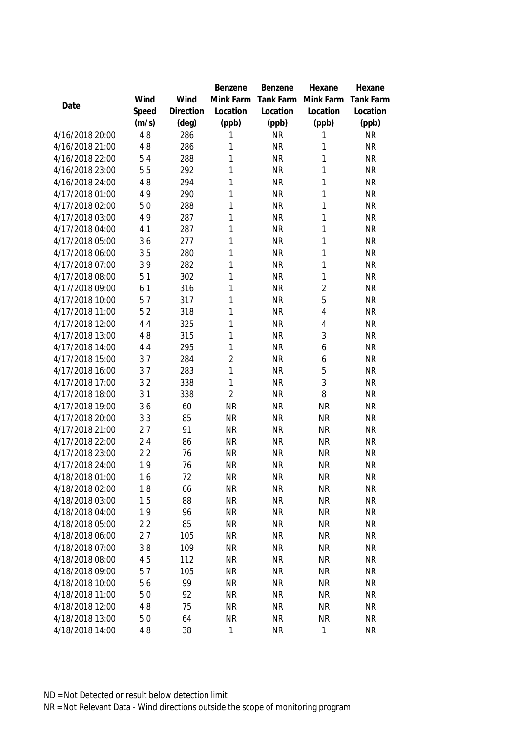| Date | Wind Speed (m/s) | Wind Direction (deg) | Benzene Mink Farm Location (ppb) | Benzene Tank Farm Location (ppb) | Hexane Mink Farm Location (ppb) | Hexane Tank Farm Location (ppb) |
|---|---|---|---|---|---|---|
| 4/16/2018 20:00 | 4.8 | 286 | 1 | NR | 1 | NR |
| 4/16/2018 21:00 | 4.8 | 286 | 1 | NR | 1 | NR |
| 4/16/2018 22:00 | 5.4 | 288 | 1 | NR | 1 | NR |
| 4/16/2018 23:00 | 5.5 | 292 | 1 | NR | 1 | NR |
| 4/16/2018 24:00 | 4.8 | 294 | 1 | NR | 1 | NR |
| 4/17/2018 01:00 | 4.9 | 290 | 1 | NR | 1 | NR |
| 4/17/2018 02:00 | 5.0 | 288 | 1 | NR | 1 | NR |
| 4/17/2018 03:00 | 4.9 | 287 | 1 | NR | 1 | NR |
| 4/17/2018 04:00 | 4.1 | 287 | 1 | NR | 1 | NR |
| 4/17/2018 05:00 | 3.6 | 277 | 1 | NR | 1 | NR |
| 4/17/2018 06:00 | 3.5 | 280 | 1 | NR | 1 | NR |
| 4/17/2018 07:00 | 3.9 | 282 | 1 | NR | 1 | NR |
| 4/17/2018 08:00 | 5.1 | 302 | 1 | NR | 1 | NR |
| 4/17/2018 09:00 | 6.1 | 316 | 1 | NR | 2 | NR |
| 4/17/2018 10:00 | 5.7 | 317 | 1 | NR | 5 | NR |
| 4/17/2018 11:00 | 5.2 | 318 | 1 | NR | 4 | NR |
| 4/17/2018 12:00 | 4.4 | 325 | 1 | NR | 4 | NR |
| 4/17/2018 13:00 | 4.8 | 315 | 1 | NR | 3 | NR |
| 4/17/2018 14:00 | 4.4 | 295 | 1 | NR | 6 | NR |
| 4/17/2018 15:00 | 3.7 | 284 | 2 | NR | 6 | NR |
| 4/17/2018 16:00 | 3.7 | 283 | 1 | NR | 5 | NR |
| 4/17/2018 17:00 | 3.2 | 338 | 1 | NR | 3 | NR |
| 4/17/2018 18:00 | 3.1 | 338 | 2 | NR | 8 | NR |
| 4/17/2018 19:00 | 3.6 | 60 | NR | NR | NR | NR |
| 4/17/2018 20:00 | 3.3 | 85 | NR | NR | NR | NR |
| 4/17/2018 21:00 | 2.7 | 91 | NR | NR | NR | NR |
| 4/17/2018 22:00 | 2.4 | 86 | NR | NR | NR | NR |
| 4/17/2018 23:00 | 2.2 | 76 | NR | NR | NR | NR |
| 4/17/2018 24:00 | 1.9 | 76 | NR | NR | NR | NR |
| 4/18/2018 01:00 | 1.6 | 72 | NR | NR | NR | NR |
| 4/18/2018 02:00 | 1.8 | 66 | NR | NR | NR | NR |
| 4/18/2018 03:00 | 1.5 | 88 | NR | NR | NR | NR |
| 4/18/2018 04:00 | 1.9 | 96 | NR | NR | NR | NR |
| 4/18/2018 05:00 | 2.2 | 85 | NR | NR | NR | NR |
| 4/18/2018 06:00 | 2.7 | 105 | NR | NR | NR | NR |
| 4/18/2018 07:00 | 3.8 | 109 | NR | NR | NR | NR |
| 4/18/2018 08:00 | 4.5 | 112 | NR | NR | NR | NR |
| 4/18/2018 09:00 | 5.7 | 105 | NR | NR | NR | NR |
| 4/18/2018 10:00 | 5.6 | 99 | NR | NR | NR | NR |
| 4/18/2018 11:00 | 5.0 | 92 | NR | NR | NR | NR |
| 4/18/2018 12:00 | 4.8 | 75 | NR | NR | NR | NR |
| 4/18/2018 13:00 | 5.0 | 64 | NR | NR | NR | NR |
| 4/18/2018 14:00 | 4.8 | 38 | 1 | NR | 1 | NR |

ND = Not Detected or result below detection limit

NR = Not Relevant Data - Wind directions outside the scope of monitoring program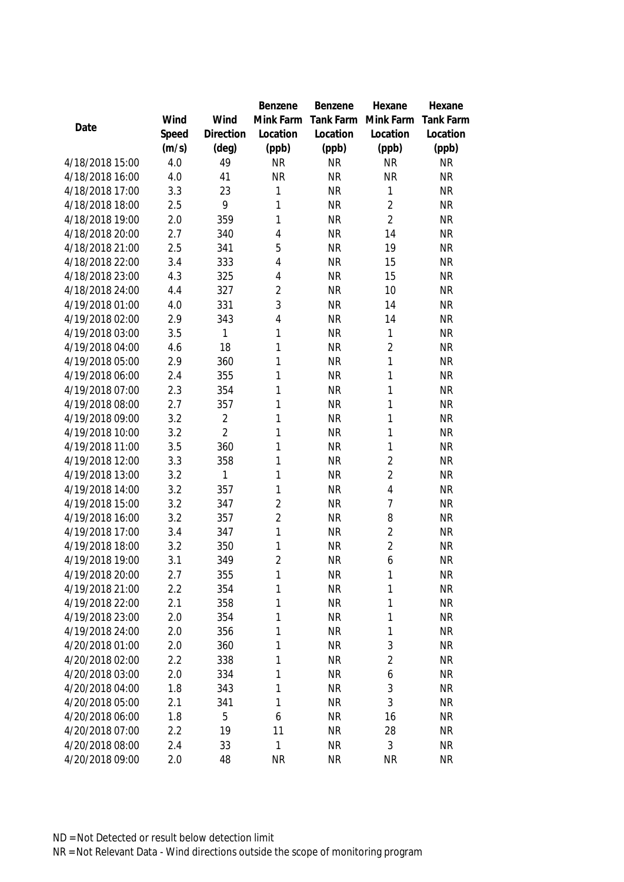| Date | Wind Speed (m/s) | Wind Direction (deg) | Benzene Mink Farm Location (ppb) | Benzene Tank Farm Location (ppb) | Hexane Mink Farm Location (ppb) | Hexane Tank Farm Location (ppb) |
|---|---|---|---|---|---|---|
| 4/18/2018 15:00 | 4.0 | 49 | NR | NR | NR | NR |
| 4/18/2018 16:00 | 4.0 | 41 | NR | NR | NR | NR |
| 4/18/2018 17:00 | 3.3 | 23 | 1 | NR | 1 | NR |
| 4/18/2018 18:00 | 2.5 | 9 | 1 | NR | 2 | NR |
| 4/18/2018 19:00 | 2.0 | 359 | 1 | NR | 2 | NR |
| 4/18/2018 20:00 | 2.7 | 340 | 4 | NR | 14 | NR |
| 4/18/2018 21:00 | 2.5 | 341 | 5 | NR | 19 | NR |
| 4/18/2018 22:00 | 3.4 | 333 | 4 | NR | 15 | NR |
| 4/18/2018 23:00 | 4.3 | 325 | 4 | NR | 15 | NR |
| 4/18/2018 24:00 | 4.4 | 327 | 2 | NR | 10 | NR |
| 4/19/2018 01:00 | 4.0 | 331 | 3 | NR | 14 | NR |
| 4/19/2018 02:00 | 2.9 | 343 | 4 | NR | 14 | NR |
| 4/19/2018 03:00 | 3.5 | 1 | 1 | NR | 1 | NR |
| 4/19/2018 04:00 | 4.6 | 18 | 1 | NR | 2 | NR |
| 4/19/2018 05:00 | 2.9 | 360 | 1 | NR | 1 | NR |
| 4/19/2018 06:00 | 2.4 | 355 | 1 | NR | 1 | NR |
| 4/19/2018 07:00 | 2.3 | 354 | 1 | NR | 1 | NR |
| 4/19/2018 08:00 | 2.7 | 357 | 1 | NR | 1 | NR |
| 4/19/2018 09:00 | 3.2 | 2 | 1 | NR | 1 | NR |
| 4/19/2018 10:00 | 3.2 | 2 | 1 | NR | 1 | NR |
| 4/19/2018 11:00 | 3.5 | 360 | 1 | NR | 1 | NR |
| 4/19/2018 12:00 | 3.3 | 358 | 1 | NR | 2 | NR |
| 4/19/2018 13:00 | 3.2 | 1 | 1 | NR | 2 | NR |
| 4/19/2018 14:00 | 3.2 | 357 | 1 | NR | 4 | NR |
| 4/19/2018 15:00 | 3.2 | 347 | 2 | NR | 7 | NR |
| 4/19/2018 16:00 | 3.2 | 357 | 2 | NR | 8 | NR |
| 4/19/2018 17:00 | 3.4 | 347 | 1 | NR | 2 | NR |
| 4/19/2018 18:00 | 3.2 | 350 | 1 | NR | 2 | NR |
| 4/19/2018 19:00 | 3.1 | 349 | 2 | NR | 6 | NR |
| 4/19/2018 20:00 | 2.7 | 355 | 1 | NR | 1 | NR |
| 4/19/2018 21:00 | 2.2 | 354 | 1 | NR | 1 | NR |
| 4/19/2018 22:00 | 2.1 | 358 | 1 | NR | 1 | NR |
| 4/19/2018 23:00 | 2.0 | 354 | 1 | NR | 1 | NR |
| 4/19/2018 24:00 | 2.0 | 356 | 1 | NR | 1 | NR |
| 4/20/2018 01:00 | 2.0 | 360 | 1 | NR | 3 | NR |
| 4/20/2018 02:00 | 2.2 | 338 | 1 | NR | 2 | NR |
| 4/20/2018 03:00 | 2.0 | 334 | 1 | NR | 6 | NR |
| 4/20/2018 04:00 | 1.8 | 343 | 1 | NR | 3 | NR |
| 4/20/2018 05:00 | 2.1 | 341 | 1 | NR | 3 | NR |
| 4/20/2018 06:00 | 1.8 | 5 | 6 | NR | 16 | NR |
| 4/20/2018 07:00 | 2.2 | 19 | 11 | NR | 28 | NR |
| 4/20/2018 08:00 | 2.4 | 33 | 1 | NR | 3 | NR |
| 4/20/2018 09:00 | 2.0 | 48 | NR | NR | NR | NR |

ND = Not Detected or result below detection limit

NR = Not Relevant Data - Wind directions outside the scope of monitoring program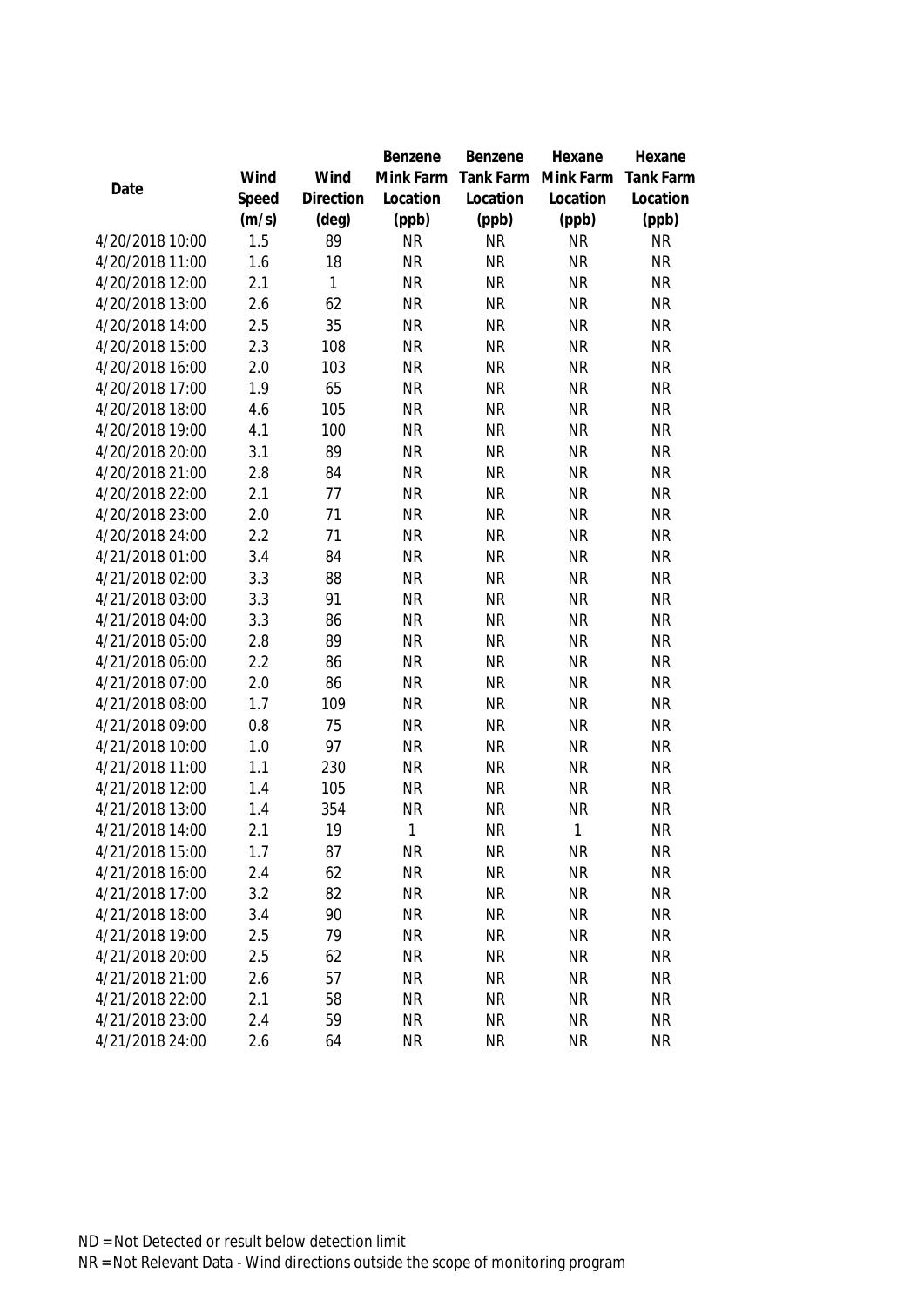| Date | Wind Speed (m/s) | Wind Direction (deg) | Benzene Mink Farm Location (ppb) | Benzene Tank Farm Location (ppb) | Hexane Mink Farm Location (ppb) | Hexane Tank Farm Location (ppb) |
|---|---|---|---|---|---|---|
| 4/20/2018 10:00 | 1.5 | 89 | NR | NR | NR | NR |
| 4/20/2018 11:00 | 1.6 | 18 | NR | NR | NR | NR |
| 4/20/2018 12:00 | 2.1 | 1 | NR | NR | NR | NR |
| 4/20/2018 13:00 | 2.6 | 62 | NR | NR | NR | NR |
| 4/20/2018 14:00 | 2.5 | 35 | NR | NR | NR | NR |
| 4/20/2018 15:00 | 2.3 | 108 | NR | NR | NR | NR |
| 4/20/2018 16:00 | 2.0 | 103 | NR | NR | NR | NR |
| 4/20/2018 17:00 | 1.9 | 65 | NR | NR | NR | NR |
| 4/20/2018 18:00 | 4.6 | 105 | NR | NR | NR | NR |
| 4/20/2018 19:00 | 4.1 | 100 | NR | NR | NR | NR |
| 4/20/2018 20:00 | 3.1 | 89 | NR | NR | NR | NR |
| 4/20/2018 21:00 | 2.8 | 84 | NR | NR | NR | NR |
| 4/20/2018 22:00 | 2.1 | 77 | NR | NR | NR | NR |
| 4/20/2018 23:00 | 2.0 | 71 | NR | NR | NR | NR |
| 4/20/2018 24:00 | 2.2 | 71 | NR | NR | NR | NR |
| 4/21/2018 01:00 | 3.4 | 84 | NR | NR | NR | NR |
| 4/21/2018 02:00 | 3.3 | 88 | NR | NR | NR | NR |
| 4/21/2018 03:00 | 3.3 | 91 | NR | NR | NR | NR |
| 4/21/2018 04:00 | 3.3 | 86 | NR | NR | NR | NR |
| 4/21/2018 05:00 | 2.8 | 89 | NR | NR | NR | NR |
| 4/21/2018 06:00 | 2.2 | 86 | NR | NR | NR | NR |
| 4/21/2018 07:00 | 2.0 | 86 | NR | NR | NR | NR |
| 4/21/2018 08:00 | 1.7 | 109 | NR | NR | NR | NR |
| 4/21/2018 09:00 | 0.8 | 75 | NR | NR | NR | NR |
| 4/21/2018 10:00 | 1.0 | 97 | NR | NR | NR | NR |
| 4/21/2018 11:00 | 1.1 | 230 | NR | NR | NR | NR |
| 4/21/2018 12:00 | 1.4 | 105 | NR | NR | NR | NR |
| 4/21/2018 13:00 | 1.4 | 354 | NR | NR | NR | NR |
| 4/21/2018 14:00 | 2.1 | 19 | 1 | NR | 1 | NR |
| 4/21/2018 15:00 | 1.7 | 87 | NR | NR | NR | NR |
| 4/21/2018 16:00 | 2.4 | 62 | NR | NR | NR | NR |
| 4/21/2018 17:00 | 3.2 | 82 | NR | NR | NR | NR |
| 4/21/2018 18:00 | 3.4 | 90 | NR | NR | NR | NR |
| 4/21/2018 19:00 | 2.5 | 79 | NR | NR | NR | NR |
| 4/21/2018 20:00 | 2.5 | 62 | NR | NR | NR | NR |
| 4/21/2018 21:00 | 2.6 | 57 | NR | NR | NR | NR |
| 4/21/2018 22:00 | 2.1 | 58 | NR | NR | NR | NR |
| 4/21/2018 23:00 | 2.4 | 59 | NR | NR | NR | NR |
| 4/21/2018 24:00 | 2.6 | 64 | NR | NR | NR | NR |

ND = Not Detected or result below detection limit

NR = Not Relevant Data - Wind directions outside the scope of monitoring program